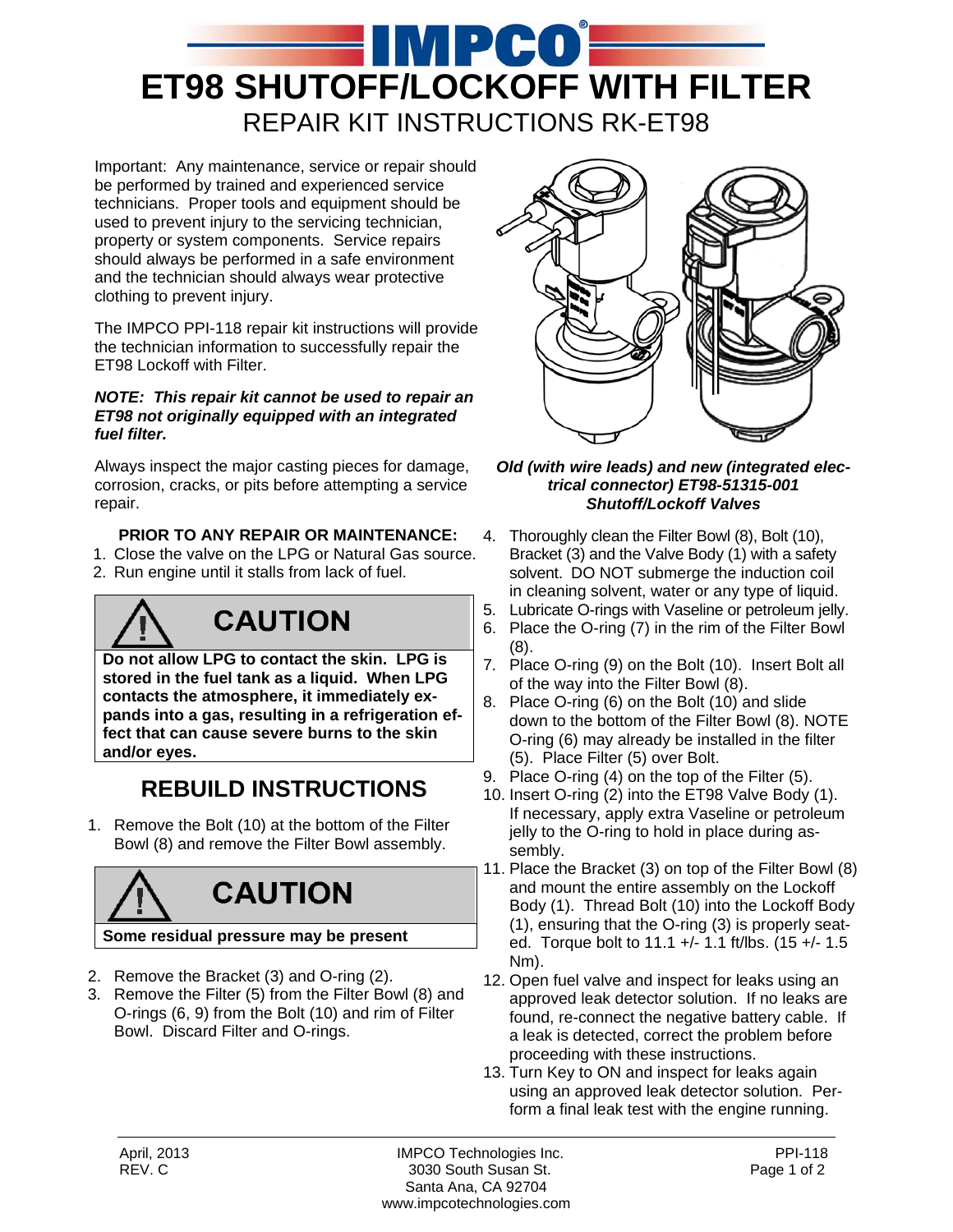# ET98 SHUTOFF/LOCKOFF WITH FILTER

## REPAIR KIT INSTRUCTIONS RK-ET98

Important: Any maintenance, service or repair should be performed by trained and experienced service technicians. Proper tools and equipment should be used to prevent injury to the servicing technician, property or system components. Service repairs should always be performed in a safe environment and the technician should always wear protective clothing to prevent injury.

The IMPCO PPI-118 repair kit instructions will provide the technician information to successfully repair the ET98 Lockoff with Filter.

***NOTE: This repair kit cannot be used to repair an ET98 not originally equipped with an integrated fuel filter.***

Always inspect the major casting pieces for damage, corrosion, cracks, or pits before attempting a service repair.

**PRIOR TO ANY REPAIR OR MAINTENANCE:**

1. Close the valve on the LPG or Natural Gas source.
2. Run engine until it stalls from lack of fuel.

> **CAUTION**
>
> **Do not allow LPG to contact the skin. LPG is stored in the fuel tank as a liquid. When LPG contacts the atmosphere, it immediately expands into a gas, resulting in a refrigeration effect that can cause severe burns to the skin and/or eyes.**

## REBUILD INSTRUCTIONS

1. Remove the Bolt (10) at the bottom of the Filter Bowl (8) and remove the Filter Bowl assembly.

> **CAUTION**
>
> **Some residual pressure may be present**

2. Remove the Bracket (3) and O-ring (2).
3. Remove the Filter (5) from the Filter Bowl (8) and O-rings (6, 9) from the Bolt (10) and rim of Filter Bowl. Discard Filter and O-rings.

***Old (with wire leads) and new (integrated electrical connector) ET98-51315-001 Shutoff/Lockoff Valves***

4. Thoroughly clean the Filter Bowl (8), Bolt (10), Bracket (3) and the Valve Body (1) with a safety solvent. DO NOT submerge the induction coil in cleaning solvent, water or any type of liquid.
5. Lubricate O-rings with Vaseline or petroleum jelly.
6. Place the O-ring (7) in the rim of the Filter Bowl (8).
7. Place O-ring (9) on the Bolt (10). Insert Bolt all of the way into the Filter Bowl (8).
8. Place O-ring (6) on the Bolt (10) and slide down to the bottom of the Filter Bowl (8). NOTE O-ring (6) may already be installed in the filter (5). Place Filter (5) over Bolt.
9. Place O-ring (4) on the top of the Filter (5).
10. Insert O-ring (2) into the ET98 Valve Body (1). If necessary, apply extra Vaseline or petroleum jelly to the O-ring to hold in place during assembly.
11. Place the Bracket (3) on top of the Filter Bowl (8) and mount the entire assembly on the Lockoff Body (1). Thread Bolt (10) into the Lockoff Body (1), ensuring that the O-ring (3) is properly seated. Torque bolt to 11.1 +/- 1.1 ft/lbs. (15 +/- 1.5 Nm).
12. Open fuel valve and inspect for leaks using an approved leak detector solution. If no leaks are found, re-connect the negative battery cable. If a leak is detected, correct the problem before proceeding with these instructions.
13. Turn Key to ON and inspect for leaks again using an approved leak detector solution. Perform a final leak test with the engine running.

April, 2013
REV. C

IMPCO Technologies Inc.
3030 South Susan St.
Santa Ana, CA 92704
www.impcotechnologies.com

PPI-118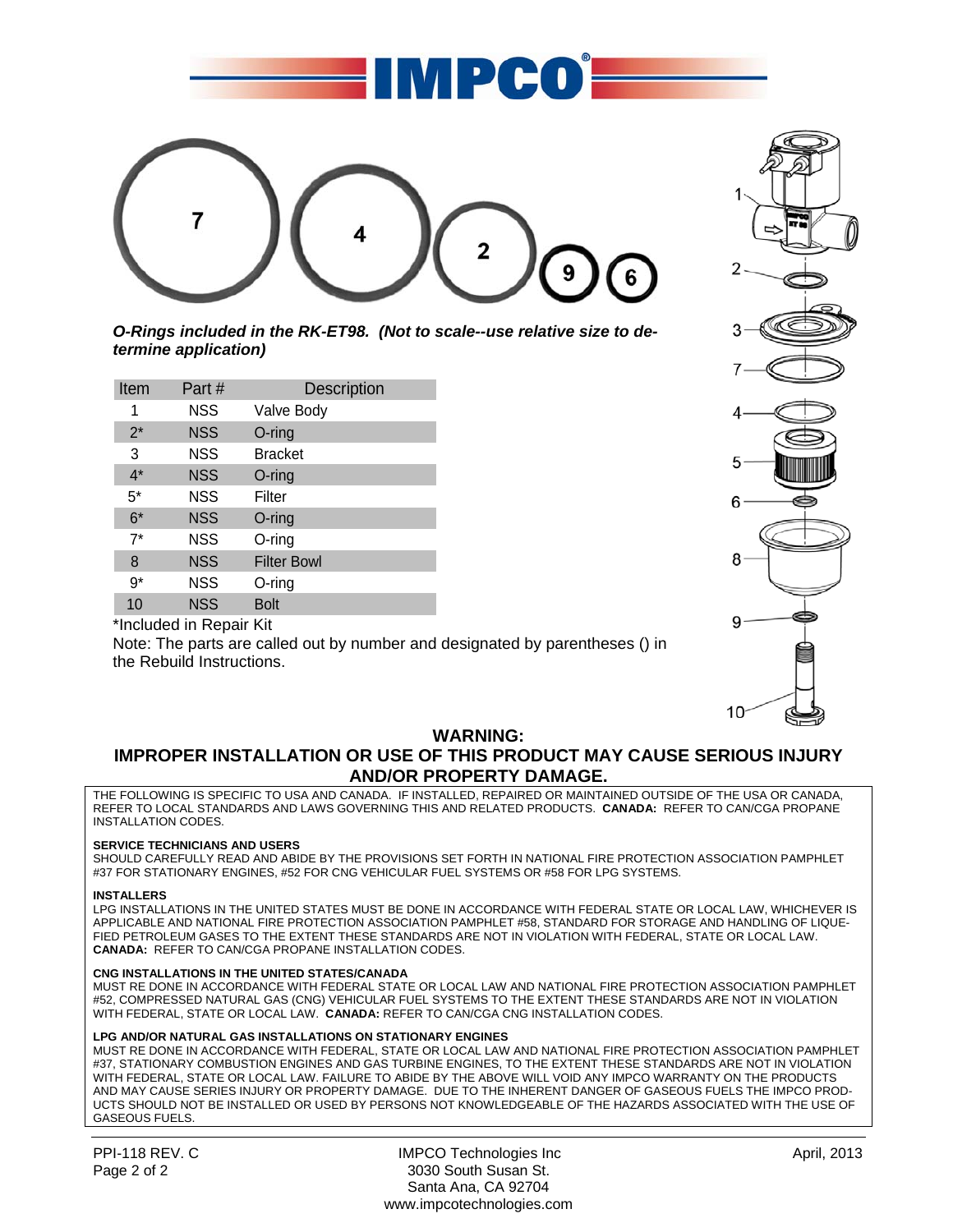7 4 2 9 6

*O-Rings included in the RK-ET98. (Not to scale--use relative size to determine application)*

| Item | Part # | Description |
|---|---|---|
| 1 | NSS | Valve Body |
| 2* | NSS | O-ring |
| 3 | NSS | Bracket |
| 4* | NSS | O-ring |
| 5* | NSS | Filter |
| 6* | NSS | O-ring |
| 7* | NSS | O-ring |
| 8 | NSS | Filter Bowl |
| 9* | NSS | O-ring |
| 10 | NSS | Bolt |

*Included in Repair Kit

Note: The parts are called out by number and designated by parentheses () in the Rebuild Instructions.

1 2 3 7 4 5 6 8 9 10

## WARNING:
## IMPROPER INSTALLATION OR USE OF THIS PRODUCT MAY CAUSE SERIOUS INJURY AND/OR PROPERTY DAMAGE.

THE FOLLOWING IS SPECIFIC TO USA AND CANADA. IF INSTALLED, REPAIRED OR MAINTAINED OUTSIDE OF THE USA OR CANADA, REFER TO LOCAL STANDARDS AND LAWS GOVERNING THIS AND RELATED PRODUCTS. **CANADA:** REFER TO CAN/CGA PROPANE INSTALLATION CODES.

**SERVICE TECHNICIANS AND USERS**
SHOULD CAREFULLY READ AND ABIDE BY THE PROVISIONS SET FORTH IN NATIONAL FIRE PROTECTION ASSOCIATION PAMPHLET #37 FOR STATIONARY ENGINES, #52 FOR CNG VEHICULAR FUEL SYSTEMS OR #58 FOR LPG SYSTEMS.

**INSTALLERS**
LPG INSTALLATIONS IN THE UNITED STATES MUST BE DONE IN ACCORDANCE WITH FEDERAL STATE OR LOCAL LAW, WHICHEVER IS APPLICABLE AND NATIONAL FIRE PROTECTION ASSOCIATION PAMPHLET #58, STANDARD FOR STORAGE AND HANDLING OF LIQUEFIED PETROLEUM GASES TO THE EXTENT THESE STANDARDS ARE NOT IN VIOLATION WITH FEDERAL, STATE OR LOCAL LAW. **CANADA:** REFER TO CAN/CGA PROPANE INSTALLATION CODES.

**CNG INSTALLATIONS IN THE UNITED STATES/CANADA**
MUST RE DONE IN ACCORDANCE WITH FEDERAL STATE OR LOCAL LAW AND NATIONAL FIRE PROTECTION ASSOCIATION PAMPHLET #52, COMPRESSED NATURAL GAS (CNG) VEHICULAR FUEL SYSTEMS TO THE EXTENT THESE STANDARDS ARE NOT IN VIOLATION WITH FEDERAL, STATE OR LOCAL LAW. **CANADA:** REFER TO CAN/CGA CNG INSTALLATION CODES.

**LPG AND/OR NATURAL GAS INSTALLATIONS ON STATIONARY ENGINES**
MUST RE DONE IN ACCORDANCE WITH FEDERAL, STATE OR LOCAL LAW AND NATIONAL FIRE PROTECTION ASSOCIATION PAMPHLET #37, STATIONARY COMBUSTION ENGINES AND GAS TURBINE ENGINES, TO THE EXTENT THESE STANDARDS ARE NOT IN VIOLATION WITH FEDERAL, STATE OR LOCAL LAW. FAILURE TO ABIDE BY THE ABOVE WILL VOID ANY IMPCO WARRANTY ON THE PRODUCTS AND MAY CAUSE SERIES INJURY OR PROPERTY DAMAGE. DUE TO THE INHERENT DANGER OF GASEOUS FUELS THE IMPCO PRODUCTS SHOULD NOT BE INSTALLED OR USED BY PERSONS NOT KNOWLEDGEABLE OF THE HAZARDS ASSOCIATED WITH THE USE OF GASEOUS FUELS.

PPI-118 REV. C

IMPCO Technologies Inc
3030 South Susan St.
Santa Ana, CA 92704
www.impcotechnologies.com

April, 2013